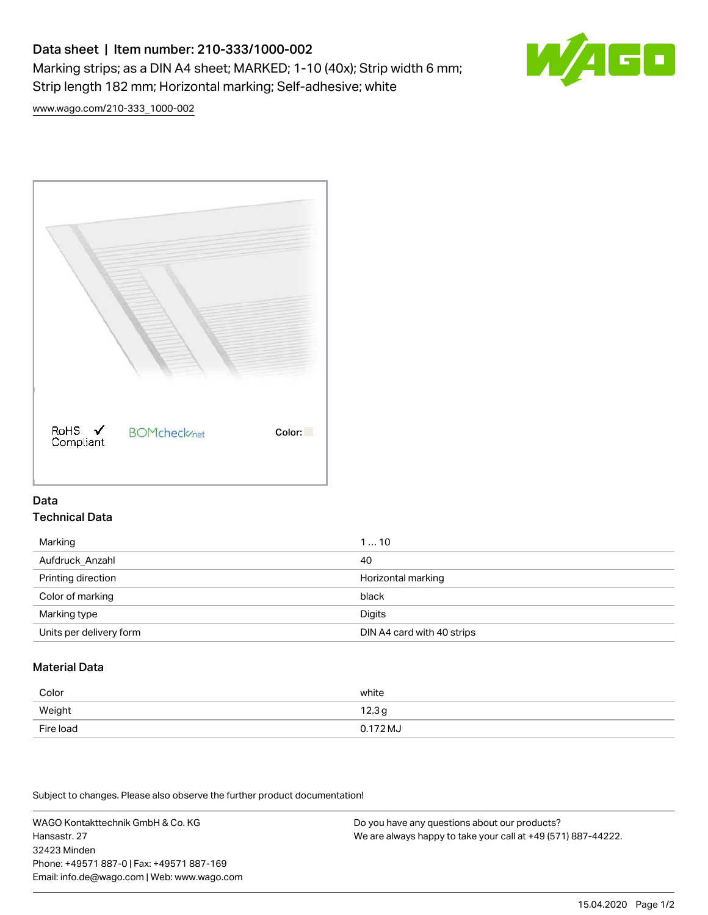# Data sheet | Item number: 210-333/1000-002

Marking strips; as a DIN A4 sheet; MARKED; 1-10 (40x); Strip width 6 mm; Strip length 182 mm; Horizontal marking; Self-adhesive; white

www.wago.com/210-333_1000-002

RoHS Compliant BOMcheck.net Color:

## Data

### Technical Data

| | |
|---|---|
| Marking | 1 … 10 |
| Aufdruck_Anzahl | 40 |
| Printing direction | Horizontal marking |
| Color of marking | black |
| Marking type | Digits |
| Units per delivery form | DIN A4 card with 40 strips |

### Material Data

| | |
|---|---|
| Color | white |
| Weight | 12.3 g |
| Fire load | 0.172 MJ |

Subject to changes. Please also observe the further product documentation!

WAGO Kontakttechnik GmbH & Co. KG
Hansastr. 27
32423 Minden
Phone: +49571 887-0 | Fax: +49571 887-169
Email: info.de@wago.com | Web: www.wago.com

Do you have any questions about our products?
We are always happy to take your call at +49 (571) 887-44222.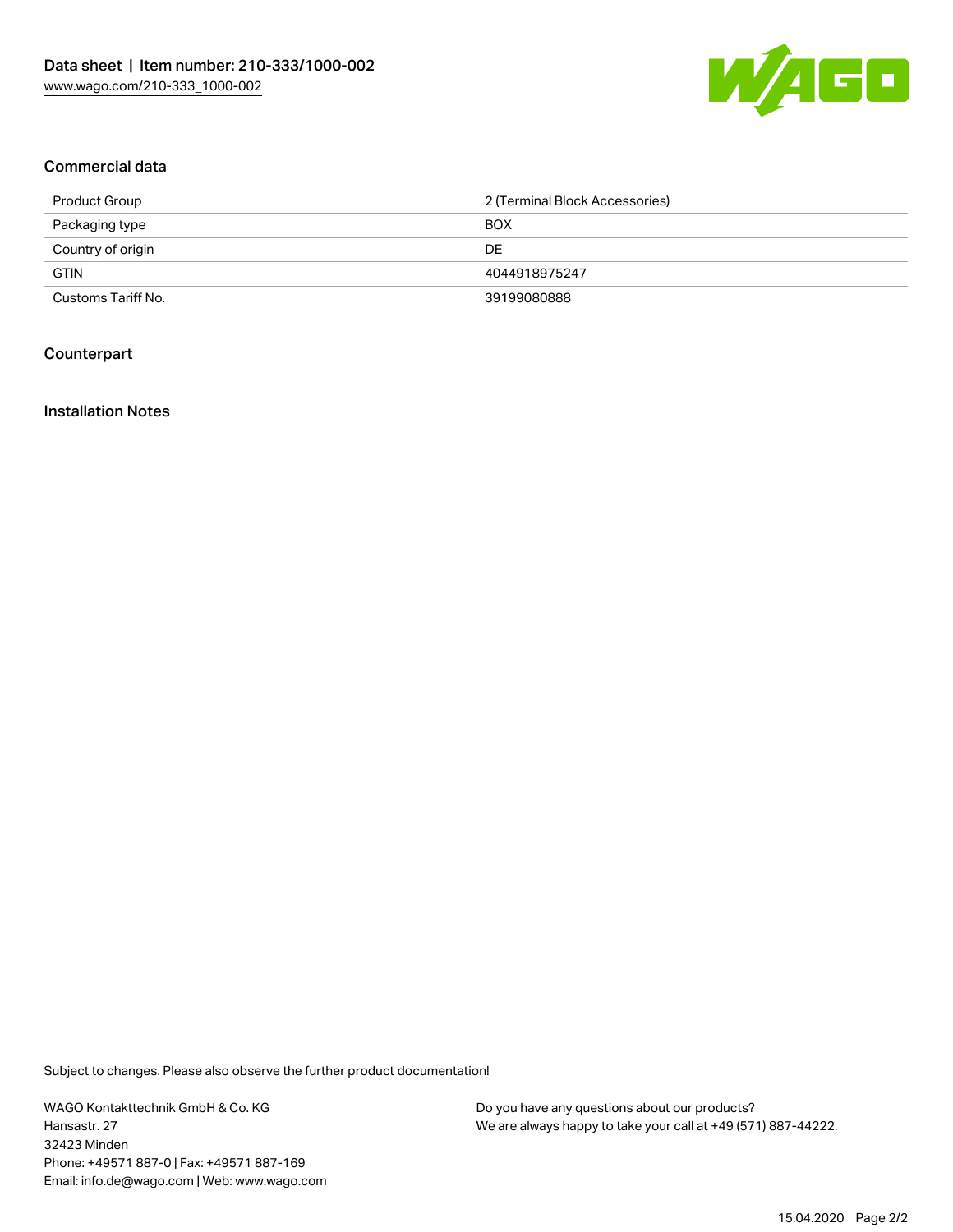Data sheet | Item number: 210-333/1000-002
www.wago.com/210-333_1000-002

## Commercial data

| | |
|---|---|
| Product Group | 2 (Terminal Block Accessories) |
| Packaging type | BOX |
| Country of origin | DE |
| GTIN | 4044918975247 |
| Customs Tariff No. | 39199080888 |

## Counterpart

## Installation Notes

Subject to changes. Please also observe the further product documentation!

WAGO Kontakttechnik GmbH & Co. KG
Hansastr. 27
32423 Minden
Phone: +49571 887-0 | Fax: +49571 887-169
Email: info.de@wago.com | Web: www.wago.com

Do you have any questions about our products?
We are always happy to take your call at +49 (571) 887-44222.

15.04.2020